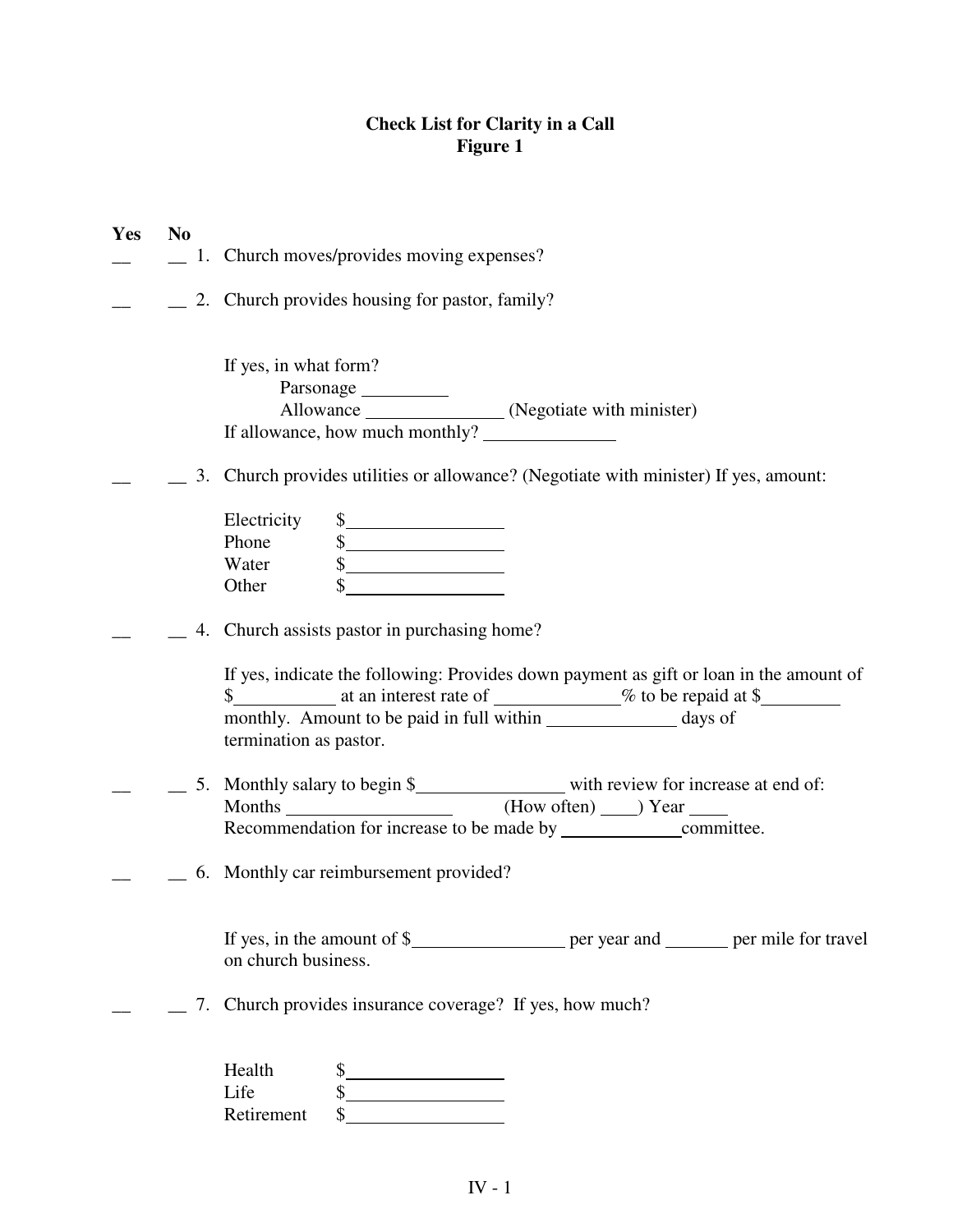# Check List for Clarity in a Call
## Figure 1

**Yes** **No**

__ __ 1. Church moves/provides moving expenses?

__ __ 2. Church provides housing for pastor, family?

If yes, in what form?
Parsonage ________
Allowance ______________ (Negotiate with minister)
If allowance, how much monthly? ______________

__ __ 3. Church provides utilities or allowance? (Negotiate with minister) If yes, amount:

Electricity $________________
Phone $________________
Water $________________
Other $________________

__ __ 4. Church assists pastor in purchasing home?

If yes, indicate the following: Provides down payment as gift or loan in the amount of $__________ at an interest rate of ____________% to be repaid at $________ monthly. Amount to be paid in full within _____________ days of termination as pastor.

__ __ 5. Monthly salary to begin $_______________ with review for increase at end of:
Months _________________ (How often) ____) Year ____
Recommendation for increase to be made by ____________committee.

__ __ 6. Monthly car reimbursement provided?

If yes, in the amount of $________________ per year and _______ per mile for travel on church business.

__ __ 7. Church provides insurance coverage? If yes, how much?

Health $________________
Life $________________
Retirement $________________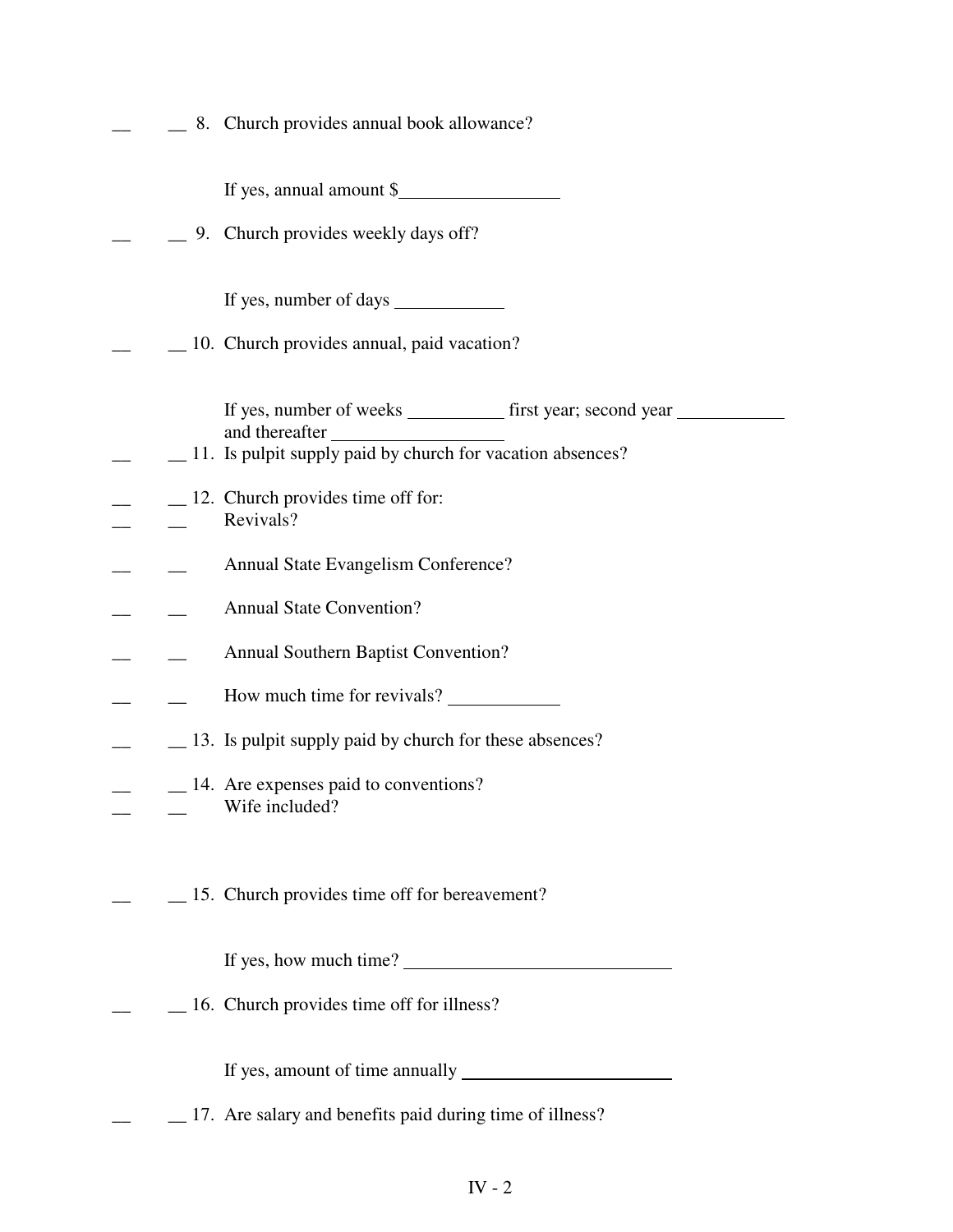\_\_ \_\_ 8. Church provides annual book allowance?

If yes, annual amount $\_\_\_\_\_\_\_\_\_\_\_\_\_\_\_\_\_

\_\_ \_\_ 9. Church provides weekly days off?

If yes, number of days \_\_\_\_\_\_\_\_\_\_\_\_

\_\_ \_\_ 10. Church provides annual, paid vacation?

If yes, number of weeks \_\_\_\_\_\_\_\_\_\_\_ first year; second year \_\_\_\_\_\_\_\_\_\_\_\_ and thereafter \_\_\_\_\_\_\_\_\_\_\_\_\_\_\_\_\_\_\_

\_\_ \_\_ 11. Is pulpit supply paid by church for vacation absences?

\_\_ \_\_ 12. Church provides time off for:

\_\_ \_\_ Revivals?

\_\_ \_\_ Annual State Evangelism Conference?

\_\_ \_\_ Annual State Convention?

\_\_ \_\_ Annual Southern Baptist Convention?

\_\_ \_\_ How much time for revivals? \_\_\_\_\_\_\_\_\_\_\_\_

\_\_ \_\_ 13. Is pulpit supply paid by church for these absences?

\_\_ \_\_ 14. Are expenses paid to conventions?

\_\_ \_\_ Wife included?

\_\_ \_\_ 15. Church provides time off for bereavement?

If yes, how much time? \_\_\_\_\_\_\_\_\_\_\_\_\_\_\_\_\_\_\_\_\_\_\_\_\_\_\_\_\_\_

\_\_ \_\_ 16. Church provides time off for illness?

If yes, amount of time annually \_\_\_\_\_\_\_\_\_\_\_\_\_\_\_\_\_\_\_\_\_\_\_\_\_

\_\_ \_\_ 17. Are salary and benefits paid during time of illness?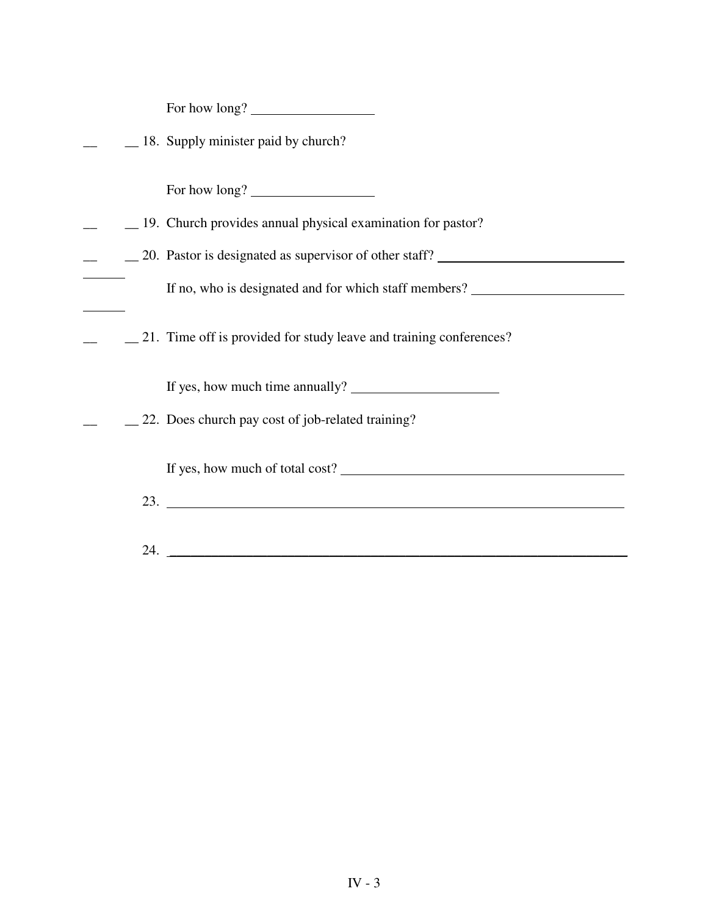For how long? __________________

__ __ 18. Supply minister paid by church?

For how long? __________________

__ __ 19. Church provides annual physical examination for pastor?

__ __ 20. Pastor is designated as supervisor of other staff? ____________________________

______ If no, who is designated and for which staff members? ______________________

______

__ __ 21. Time off is provided for study leave and training conferences?

If yes, how much time annually? ______________________

__ __ 22. Does church pay cost of job-related training?

If yes, how much of total cost? __________________________________________

23. ______________________________________________________________________

24. ______________________________________________________________________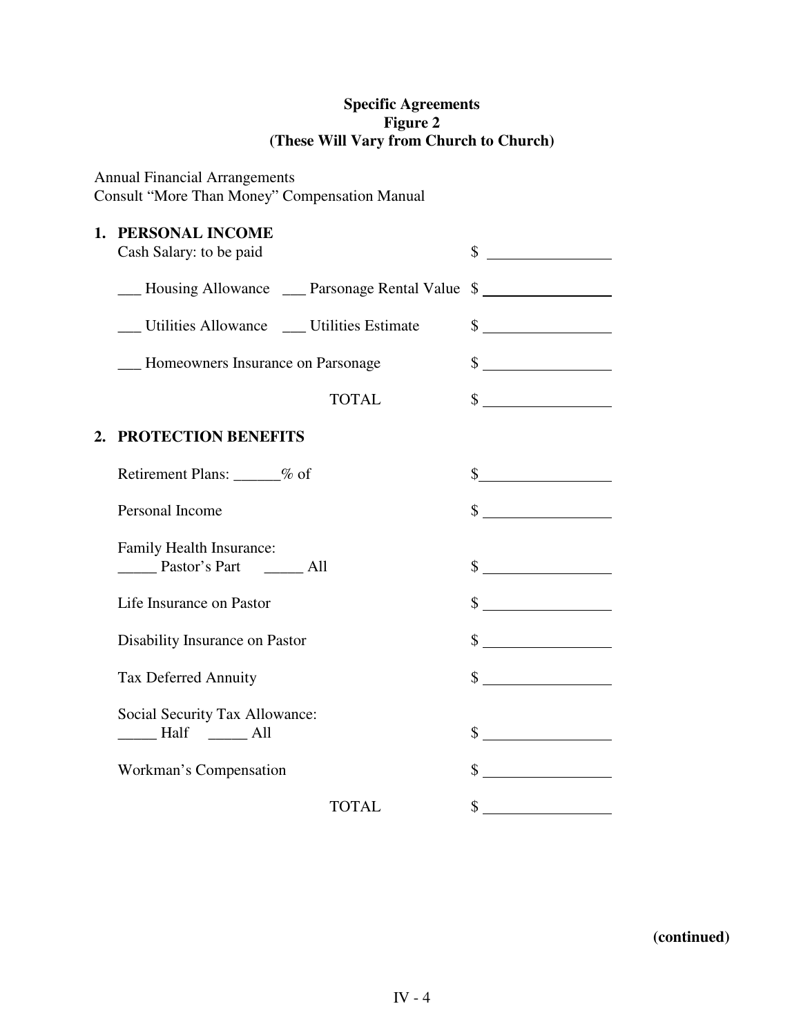**Specific Agreements**
**Figure 2**
**(These Will Vary from Church to Church)**

Annual Financial Arrangements
Consult "More Than Money" Compensation Manual

**1. PERSONAL INCOME**

| | |
|---|---|
| Cash Salary: to be paid | $ ________________ |
| ___ Housing Allowance ___ Parsonage Rental Value | $ ________________ |
| ___ Utilities Allowance ___ Utilities Estimate | $ ________________ |
| ___ Homeowners Insurance on Parsonage | $ ________________ |
| TOTAL | $ ________________ |

**2. PROTECTION BENEFITS**

| | |
|---|---|
| Retirement Plans: ______% of | $________________ |
| Personal Income | $ ________________ |
| Family Health Insurance: _____ Pastor's Part _____ All | $ ________________ |
| Life Insurance on Pastor | $ ________________ |
| Disability Insurance on Pastor | $ ________________ |
| Tax Deferred Annuity | $ ________________ |
| Social Security Tax Allowance: _____ Half _____ All | $ ________________ |
| Workman's Compensation | $ ________________ |
| TOTAL | $ ________________ |

**(continued)**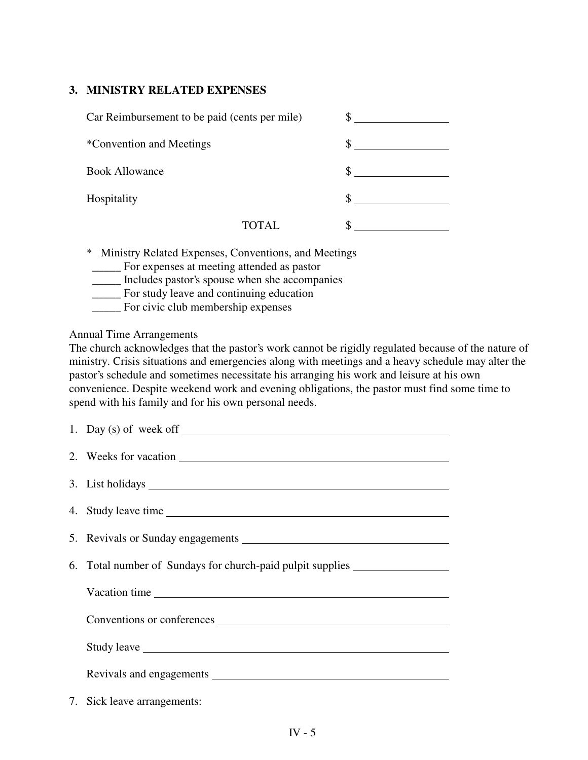### 3. MINISTRY RELATED EXPENSES

| | |
|---|---|
| Car Reimbursement to be paid (cents per mile) | $ ________________ |
| *Convention and Meetings | $ ________________ |
| Book Allowance | $ ________________ |
| Hospitality | $ ________________ |
| TOTAL | $ ________________ |

\* Ministry Related Expenses, Conventions, and Meetings

_____ For expenses at meeting attended as pastor
_____ Includes pastor's spouse when she accompanies
_____ For study leave and continuing education
_____ For civic club membership expenses

Annual Time Arrangements

The church acknowledges that the pastor's work cannot be rigidly regulated because of the nature of ministry. Crisis situations and emergencies along with meetings and a heavy schedule may alter the pastor's schedule and sometimes necessitate his arranging his work and leisure at his own convenience. Despite weekend work and evening obligations, the pastor must find some time to spend with his family and for his own personal needs.

1. Day (s) of week off ________________________________________________
2. Weeks for vacation ________________________________________________
3. List holidays ________________________________________________
4. Study leave time ________________________________________________
5. Revivals or Sunday engagements ________________________________________
6. Total number of Sundays for church-paid pulpit supplies ________________

   Vacation time ________________________________________________

   Conventions or conferences ________________________________________

   Study leave ________________________________________________

   Revivals and engagements ________________________________________

7. Sick leave arrangements: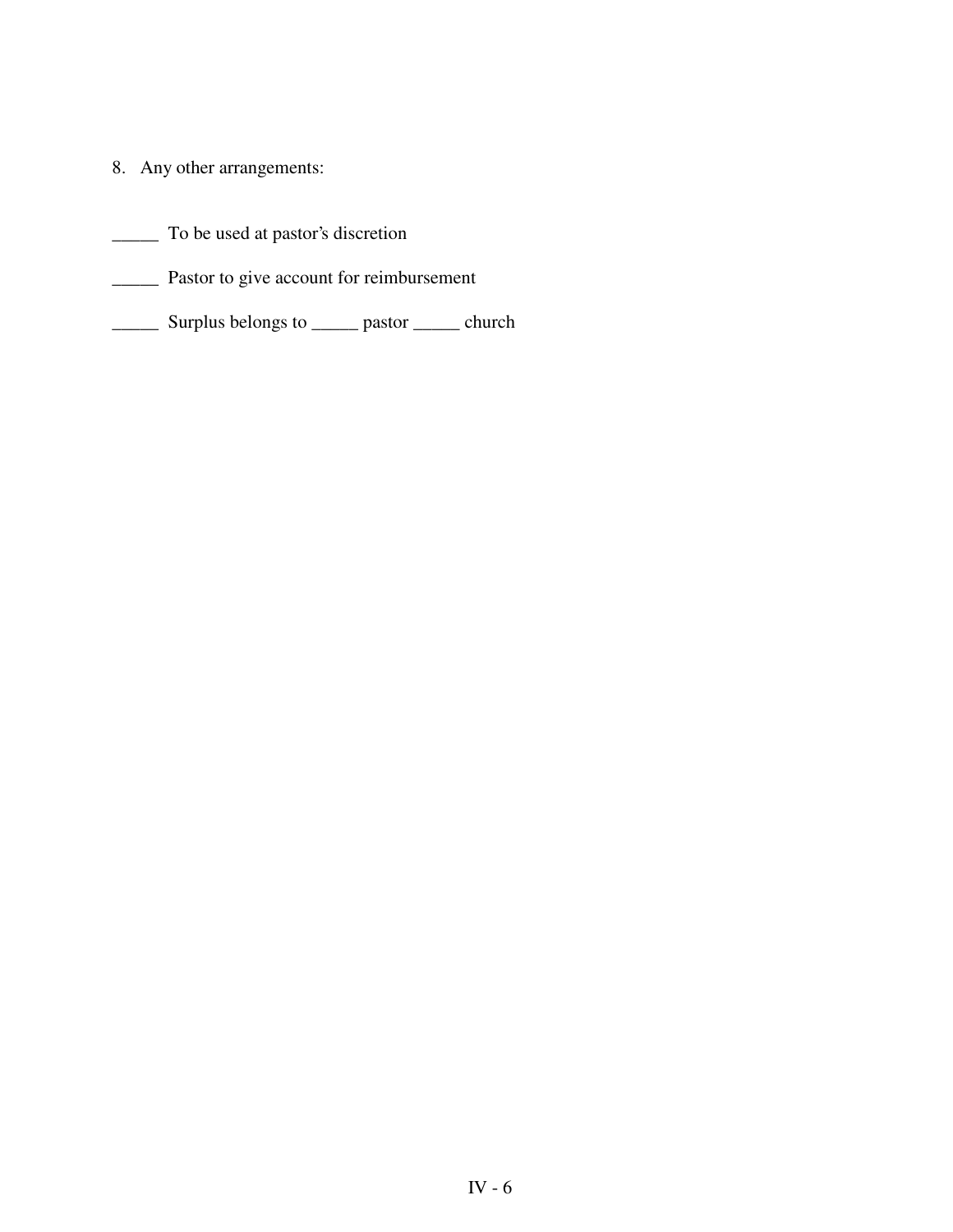8. Any other arrangements:

_____ To be used at pastor's discretion

_____ Pastor to give account for reimbursement

_____ Surplus belongs to _____ pastor _____ church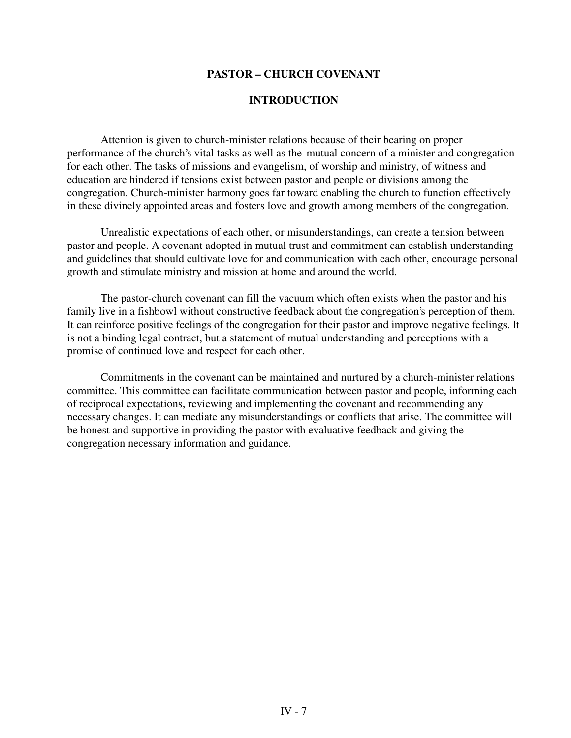# PASTOR – CHURCH COVENANT

## INTRODUCTION

Attention is given to church-minister relations because of their bearing on proper performance of the church's vital tasks as well as the mutual concern of a minister and congregation for each other. The tasks of missions and evangelism, of worship and ministry, of witness and education are hindered if tensions exist between pastor and people or divisions among the congregation. Church-minister harmony goes far toward enabling the church to function effectively in these divinely appointed areas and fosters love and growth among members of the congregation.

Unrealistic expectations of each other, or misunderstandings, can create a tension between pastor and people. A covenant adopted in mutual trust and commitment can establish understanding and guidelines that should cultivate love for and communication with each other, encourage personal growth and stimulate ministry and mission at home and around the world.

The pastor-church covenant can fill the vacuum which often exists when the pastor and his family live in a fishbowl without constructive feedback about the congregation's perception of them. It can reinforce positive feelings of the congregation for their pastor and improve negative feelings. It is not a binding legal contract, but a statement of mutual understanding and perceptions with a promise of continued love and respect for each other.

Commitments in the covenant can be maintained and nurtured by a church-minister relations committee. This committee can facilitate communication between pastor and people, informing each of reciprocal expectations, reviewing and implementing the covenant and recommending any necessary changes. It can mediate any misunderstandings or conflicts that arise. The committee will be honest and supportive in providing the pastor with evaluative feedback and giving the congregation necessary information and guidance.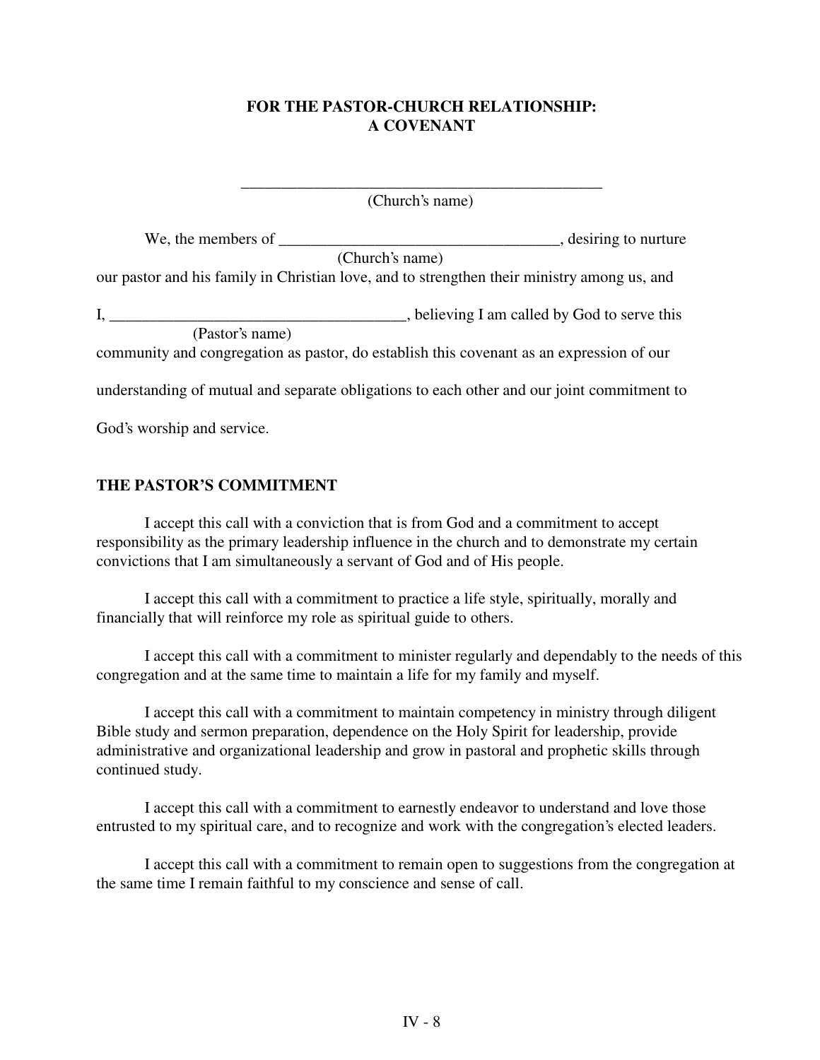## FOR THE PASTOR-CHURCH RELATIONSHIP: A COVENANT

______________________________________________
(Church's name)

We, the members of ___________________________________, desiring to nurture
(Church's name)
our pastor and his family in Christian love, and to strengthen their ministry among us, and

I, _____________________________________, believing I am called by God to serve this
(Pastor's name)
community and congregation as pastor, do establish this covenant as an expression of our understanding of mutual and separate obligations to each other and our joint commitment to God's worship and service.

### THE PASTOR'S COMMITMENT

I accept this call with a conviction that is from God and a commitment to accept responsibility as the primary leadership influence in the church and to demonstrate my certain convictions that I am simultaneously a servant of God and of His people.

I accept this call with a commitment to practice a life style, spiritually, morally and financially that will reinforce my role as spiritual guide to others.

I accept this call with a commitment to minister regularly and dependably to the needs of this congregation and at the same time to maintain a life for my family and myself.

I accept this call with a commitment to maintain competency in ministry through diligent Bible study and sermon preparation, dependence on the Holy Spirit for leadership, provide administrative and organizational leadership and grow in pastoral and prophetic skills through continued study.

I accept this call with a commitment to earnestly endeavor to understand and love those entrusted to my spiritual care, and to recognize and work with the congregation's elected leaders.

I accept this call with a commitment to remain open to suggestions from the congregation at the same time I remain faithful to my conscience and sense of call.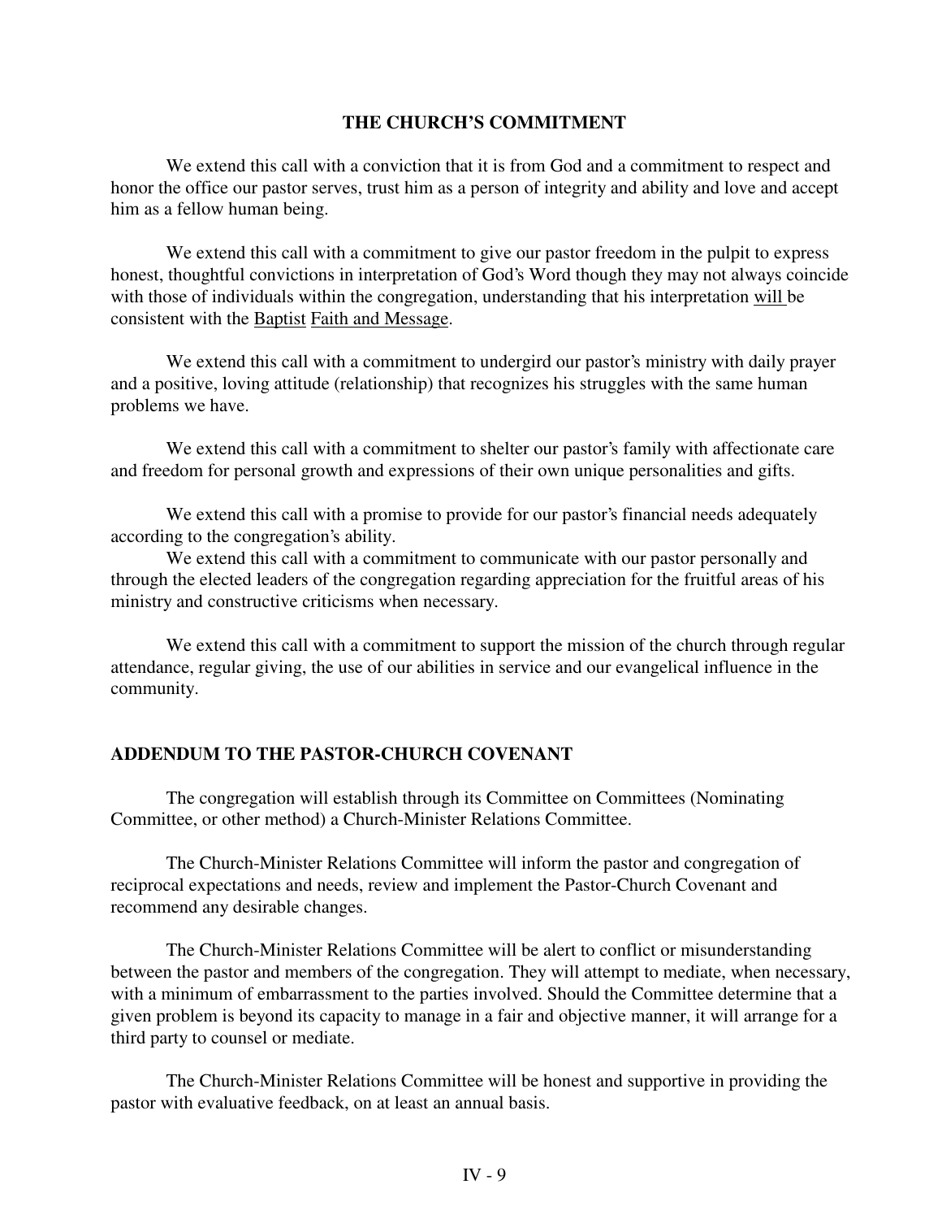## THE CHURCH'S COMMITMENT

We extend this call with a conviction that it is from God and a commitment to respect and honor the office our pastor serves, trust him as a person of integrity and ability and love and accept him as a fellow human being.

We extend this call with a commitment to give our pastor freedom in the pulpit to express honest, thoughtful convictions in interpretation of God's Word though they may not always coincide with those of individuals within the congregation, understanding that his interpretation <u>will</u> be consistent with the <u>Baptist Faith and Message</u>.

We extend this call with a commitment to undergird our pastor's ministry with daily prayer and a positive, loving attitude (relationship) that recognizes his struggles with the same human problems we have.

We extend this call with a commitment to shelter our pastor's family with affectionate care and freedom for personal growth and expressions of their own unique personalities and gifts.

We extend this call with a promise to provide for our pastor's financial needs adequately according to the congregation's ability.

We extend this call with a commitment to communicate with our pastor personally and through the elected leaders of the congregation regarding appreciation for the fruitful areas of his ministry and constructive criticisms when necessary.

We extend this call with a commitment to support the mission of the church through regular attendance, regular giving, the use of our abilities in service and our evangelical influence in the community.

## ADDENDUM TO THE PASTOR-CHURCH COVENANT

The congregation will establish through its Committee on Committees (Nominating Committee, or other method) a Church-Minister Relations Committee.

The Church-Minister Relations Committee will inform the pastor and congregation of reciprocal expectations and needs, review and implement the Pastor-Church Covenant and recommend any desirable changes.

The Church-Minister Relations Committee will be alert to conflict or misunderstanding between the pastor and members of the congregation. They will attempt to mediate, when necessary, with a minimum of embarrassment to the parties involved. Should the Committee determine that a given problem is beyond its capacity to manage in a fair and objective manner, it will arrange for a third party to counsel or mediate.

The Church-Minister Relations Committee will be honest and supportive in providing the pastor with evaluative feedback, on at least an annual basis.